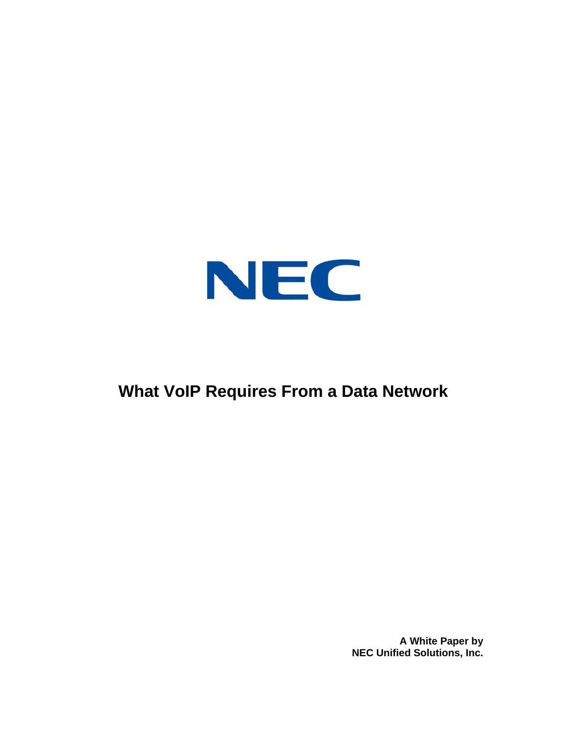NEC

# What VoIP Requires From a Data Network

**A White Paper by**
**NEC Unified Solutions, Inc.**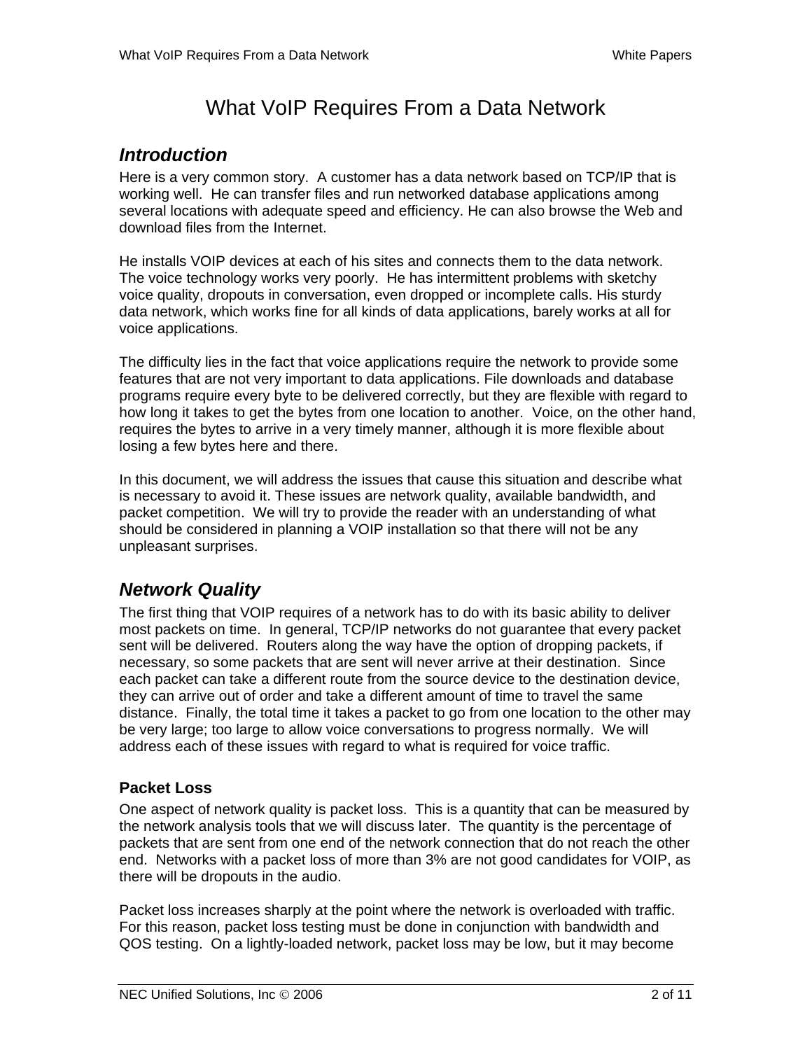// What VoIP Requires From a Data Network

## Introduction

Here is a very common story. A customer has a data network based on TCP/IP that is working well. He can transfer files and run networked database applications among several locations with adequate speed and efficiency. He can also browse the Web and download files from the Internet.

He installs VOIP devices at each of his sites and connects them to the data network. The voice technology works very poorly. He has intermittent problems with sketchy voice quality, dropouts in conversation, even dropped or incomplete calls. His sturdy data network, which works fine for all kinds of data applications, barely works at all for voice applications.

The difficulty lies in the fact that voice applications require the network to provide some features that are not very important to data applications. File downloads and database programs require every byte to be delivered correctly, but they are flexible with regard to how long it takes to get the bytes from one location to another. Voice, on the other hand, requires the bytes to arrive in a very timely manner, although it is more flexible about losing a few bytes here and there.

In this document, we will address the issues that cause this situation and describe what is necessary to avoid it. These issues are network quality, available bandwidth, and packet competition. We will try to provide the reader with an understanding of what should be considered in planning a VOIP installation so that there will not be any unpleasant surprises.

## Network Quality

The first thing that VOIP requires of a network has to do with its basic ability to deliver most packets on time. In general, TCP/IP networks do not guarantee that every packet sent will be delivered. Routers along the way have the option of dropping packets, if necessary, so some packets that are sent will never arrive at their destination. Since each packet can take a different route from the source device to the destination device, they can arrive out of order and take a different amount of time to travel the same distance. Finally, the total time it takes a packet to go from one location to the other may be very large; too large to allow voice conversations to progress normally. We will address each of these issues with regard to what is required for voice traffic.

### Packet Loss

One aspect of network quality is packet loss. This is a quantity that can be measured by the network analysis tools that we will discuss later. The quantity is the percentage of packets that are sent from one end of the network connection that do not reach the other end. Networks with a packet loss of more than 3% are not good candidates for VOIP, as there will be dropouts in the audio.

Packet loss increases sharply at the point where the network is overloaded with traffic. For this reason, packet loss testing must be done in conjunction with bandwidth and QOS testing. On a lightly-loaded network, packet loss may be low, but it may become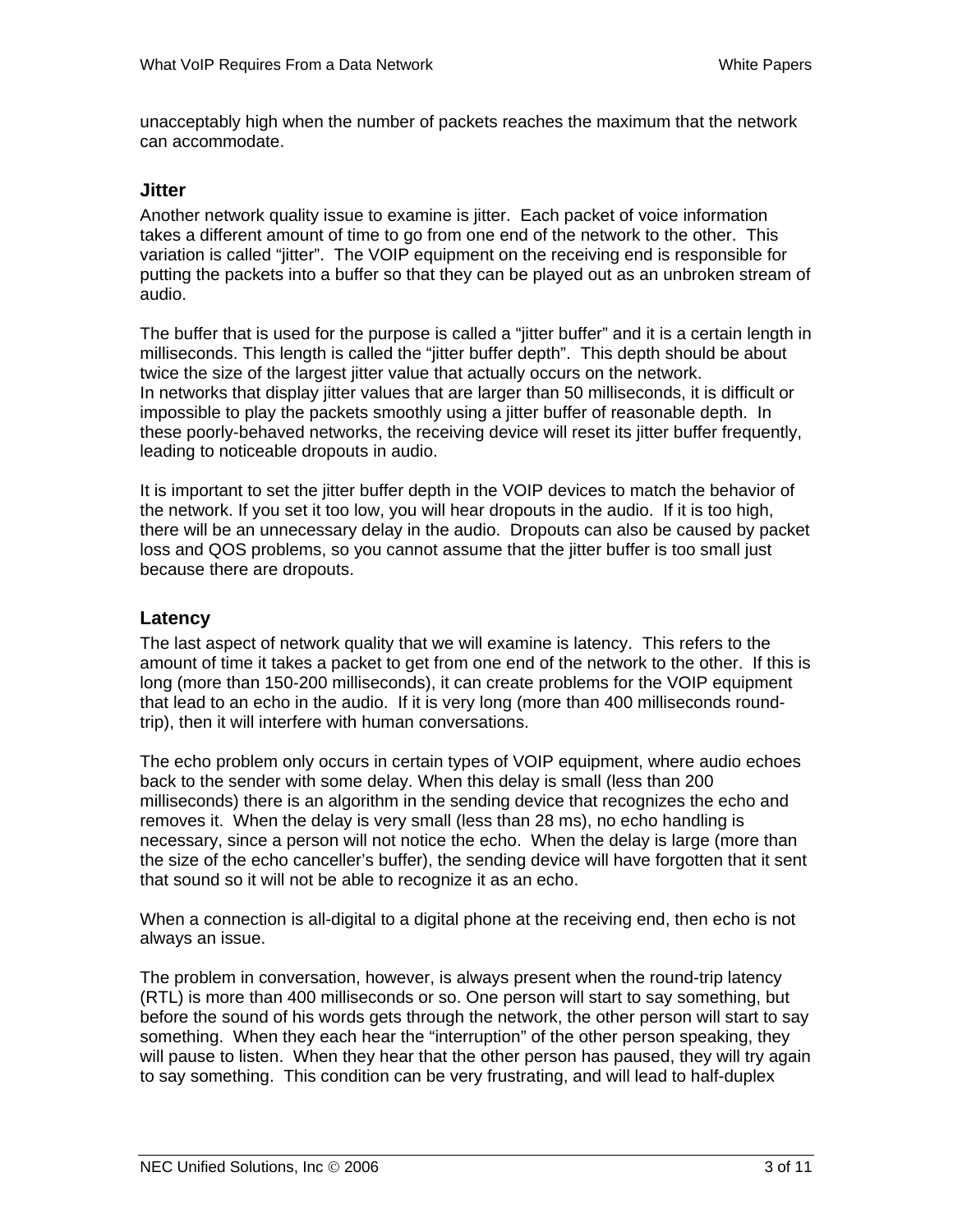unacceptably high when the number of packets reaches the maximum that the network can accommodate.

### Jitter

Another network quality issue to examine is jitter. Each packet of voice information takes a different amount of time to go from one end of the network to the other. This variation is called "jitter". The VOIP equipment on the receiving end is responsible for putting the packets into a buffer so that they can be played out as an unbroken stream of audio.

The buffer that is used for the purpose is called a "jitter buffer" and it is a certain length in milliseconds. This length is called the "jitter buffer depth". This depth should be about twice the size of the largest jitter value that actually occurs on the network.
In networks that display jitter values that are larger than 50 milliseconds, it is difficult or impossible to play the packets smoothly using a jitter buffer of reasonable depth. In these poorly-behaved networks, the receiving device will reset its jitter buffer frequently, leading to noticeable dropouts in audio.

It is important to set the jitter buffer depth in the VOIP devices to match the behavior of the network. If you set it too low, you will hear dropouts in the audio. If it is too high, there will be an unnecessary delay in the audio. Dropouts can also be caused by packet loss and QOS problems, so you cannot assume that the jitter buffer is too small just because there are dropouts.

### Latency

The last aspect of network quality that we will examine is latency. This refers to the amount of time it takes a packet to get from one end of the network to the other. If this is long (more than 150-200 milliseconds), it can create problems for the VOIP equipment that lead to an echo in the audio. If it is very long (more than 400 milliseconds round-trip), then it will interfere with human conversations.

The echo problem only occurs in certain types of VOIP equipment, where audio echoes back to the sender with some delay. When this delay is small (less than 200 milliseconds) there is an algorithm in the sending device that recognizes the echo and removes it. When the delay is very small (less than 28 ms), no echo handling is necessary, since a person will not notice the echo. When the delay is large (more than the size of the echo canceller's buffer), the sending device will have forgotten that it sent that sound so it will not be able to recognize it as an echo.

When a connection is all-digital to a digital phone at the receiving end, then echo is not always an issue.

The problem in conversation, however, is always present when the round-trip latency (RTL) is more than 400 milliseconds or so. One person will start to say something, but before the sound of his words gets through the network, the other person will start to say something. When they each hear the "interruption" of the other person speaking, they will pause to listen. When they hear that the other person has paused, they will try again to say something. This condition can be very frustrating, and will lead to half-duplex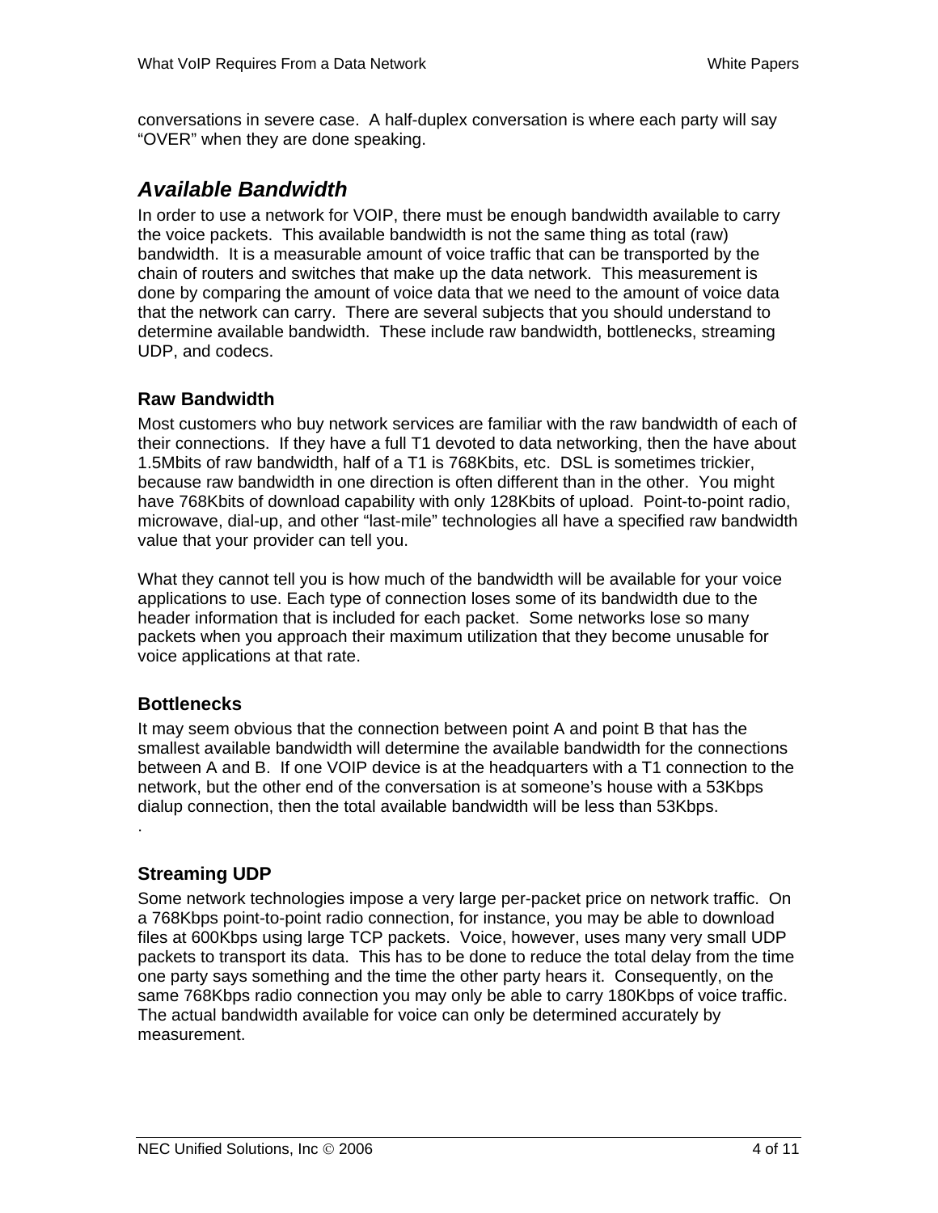conversations in severe case.  A half-duplex conversation is where each party will say "OVER" when they are done speaking.

## *Available Bandwidth*

In order to use a network for VOIP, there must be enough bandwidth available to carry the voice packets.  This available bandwidth is not the same thing as total (raw) bandwidth.  It is a measurable amount of voice traffic that can be transported by the chain of routers and switches that make up the data network.  This measurement is done by comparing the amount of voice data that we need to the amount of voice data that the network can carry.  There are several subjects that you should understand to determine available bandwidth.  These include raw bandwidth, bottlenecks, streaming UDP, and codecs.

### Raw Bandwidth

Most customers who buy network services are familiar with the raw bandwidth of each of their connections.  If they have a full T1 devoted to data networking, then the have about 1.5Mbits of raw bandwidth, half of a T1 is 768Kbits, etc.  DSL is sometimes trickier, because raw bandwidth in one direction is often different than in the other.  You might have 768Kbits of download capability with only 128Kbits of upload.  Point-to-point radio, microwave, dial-up, and other "last-mile" technologies all have a specified raw bandwidth value that your provider can tell you.

What they cannot tell you is how much of the bandwidth will be available for your voice applications to use. Each type of connection loses some of its bandwidth due to the header information that is included for each packet.  Some networks lose so many packets when you approach their maximum utilization that they become unusable for voice applications at that rate.

### Bottlenecks

It may seem obvious that the connection between point A and point B that has the smallest available bandwidth will determine the available bandwidth for the connections between A and B.  If one VOIP device is at the headquarters with a T1 connection to the network, but the other end of the conversation is at someone's house with a 53Kbps dialup connection, then the total available bandwidth will be less than 53Kbps.
.

### Streaming UDP

Some network technologies impose a very large per-packet price on network traffic.  On a 768Kbps point-to-point radio connection, for instance, you may be able to download files at 600Kbps using large TCP packets.  Voice, however, uses many very small UDP packets to transport its data.  This has to be done to reduce the total delay from the time one party says something and the time the other party hears it.  Consequently, on the same 768Kbps radio connection you may only be able to carry 180Kbps of voice traffic. The actual bandwidth available for voice can only be determined accurately by measurement.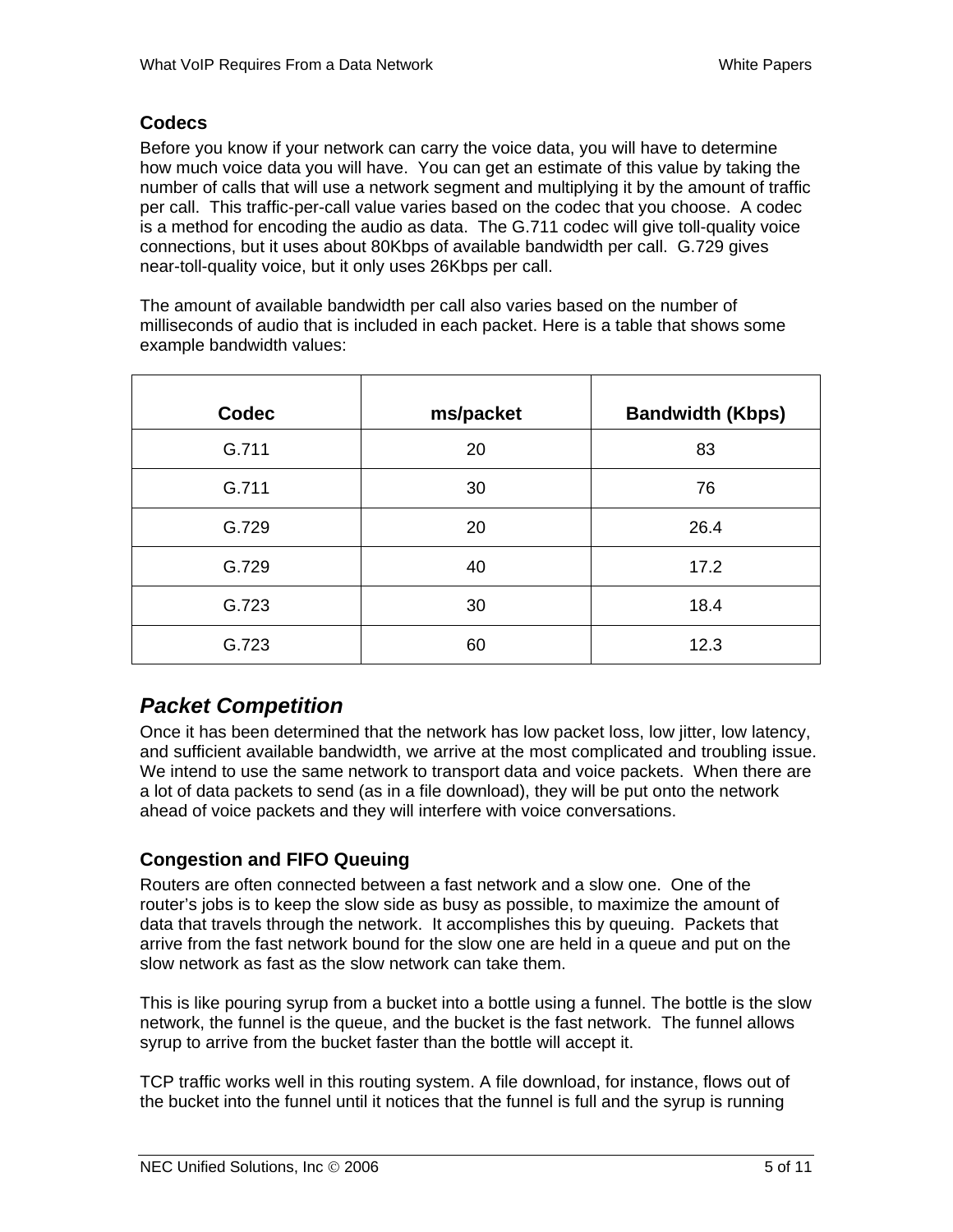### Codecs

Before you know if your network can carry the voice data, you will have to determine how much voice data you will have. You can get an estimate of this value by taking the number of calls that will use a network segment and multiplying it by the amount of traffic per call. This traffic-per-call value varies based on the codec that you choose. A codec is a method for encoding the audio as data. The G.711 codec will give toll-quality voice connections, but it uses about 80Kbps of available bandwidth per call. G.729 gives near-toll-quality voice, but it only uses 26Kbps per call.

The amount of available bandwidth per call also varies based on the number of milliseconds of audio that is included in each packet. Here is a table that shows some example bandwidth values:

| Codec | ms/packet | Bandwidth (Kbps) |
|---|---|---|
| G.711 | 20 | 83 |
| G.711 | 30 | 76 |
| G.729 | 20 | 26.4 |
| G.729 | 40 | 17.2 |
| G.723 | 30 | 18.4 |
| G.723 | 60 | 12.3 |

## *Packet Competition*

Once it has been determined that the network has low packet loss, low jitter, low latency, and sufficient available bandwidth, we arrive at the most complicated and troubling issue. We intend to use the same network to transport data and voice packets. When there are a lot of data packets to send (as in a file download), they will be put onto the network ahead of voice packets and they will interfere with voice conversations.

### Congestion and FIFO Queuing

Routers are often connected between a fast network and a slow one. One of the router's jobs is to keep the slow side as busy as possible, to maximize the amount of data that travels through the network. It accomplishes this by queuing. Packets that arrive from the fast network bound for the slow one are held in a queue and put on the slow network as fast as the slow network can take them.

This is like pouring syrup from a bucket into a bottle using a funnel. The bottle is the slow network, the funnel is the queue, and the bucket is the fast network. The funnel allows syrup to arrive from the bucket faster than the bottle will accept it.

TCP traffic works well in this routing system. A file download, for instance, flows out of the bucket into the funnel until it notices that the funnel is full and the syrup is running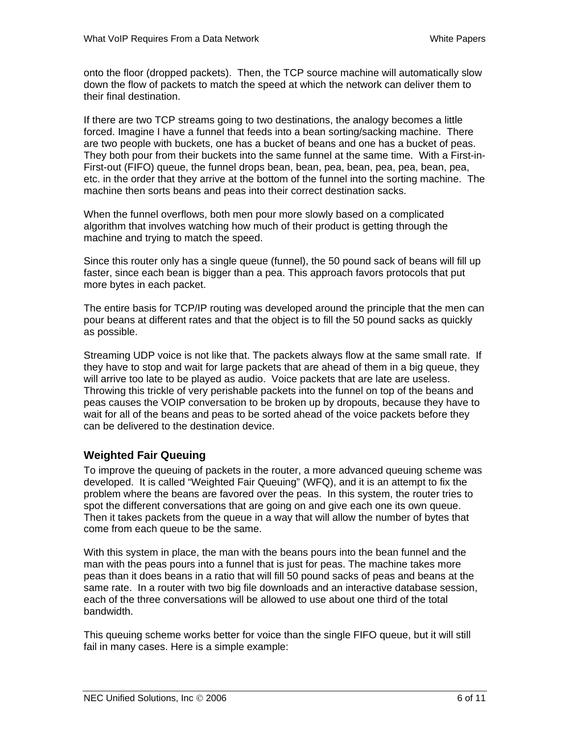onto the floor (dropped packets). Then, the TCP source machine will automatically slow down the flow of packets to match the speed at which the network can deliver them to their final destination.

If there are two TCP streams going to two destinations, the analogy becomes a little forced. Imagine I have a funnel that feeds into a bean sorting/sacking machine. There are two people with buckets, one has a bucket of beans and one has a bucket of peas. They both pour from their buckets into the same funnel at the same time. With a First-in-First-out (FIFO) queue, the funnel drops bean, bean, pea, bean, pea, pea, bean, pea, etc. in the order that they arrive at the bottom of the funnel into the sorting machine. The machine then sorts beans and peas into their correct destination sacks.

When the funnel overflows, both men pour more slowly based on a complicated algorithm that involves watching how much of their product is getting through the machine and trying to match the speed.

Since this router only has a single queue (funnel), the 50 pound sack of beans will fill up faster, since each bean is bigger than a pea. This approach favors protocols that put more bytes in each packet.

The entire basis for TCP/IP routing was developed around the principle that the men can pour beans at different rates and that the object is to fill the 50 pound sacks as quickly as possible.

Streaming UDP voice is not like that. The packets always flow at the same small rate. If they have to stop and wait for large packets that are ahead of them in a big queue, they will arrive too late to be played as audio. Voice packets that are late are useless. Throwing this trickle of very perishable packets into the funnel on top of the beans and peas causes the VOIP conversation to be broken up by dropouts, because they have to wait for all of the beans and peas to be sorted ahead of the voice packets before they can be delivered to the destination device.

### Weighted Fair Queuing

To improve the queuing of packets in the router, a more advanced queuing scheme was developed. It is called “Weighted Fair Queuing” (WFQ), and it is an attempt to fix the problem where the beans are favored over the peas. In this system, the router tries to spot the different conversations that are going on and give each one its own queue. Then it takes packets from the queue in a way that will allow the number of bytes that come from each queue to be the same.

With this system in place, the man with the beans pours into the bean funnel and the man with the peas pours into a funnel that is just for peas. The machine takes more peas than it does beans in a ratio that will fill 50 pound sacks of peas and beans at the same rate. In a router with two big file downloads and an interactive database session, each of the three conversations will be allowed to use about one third of the total bandwidth.

This queuing scheme works better for voice than the single FIFO queue, but it will still fail in many cases. Here is a simple example: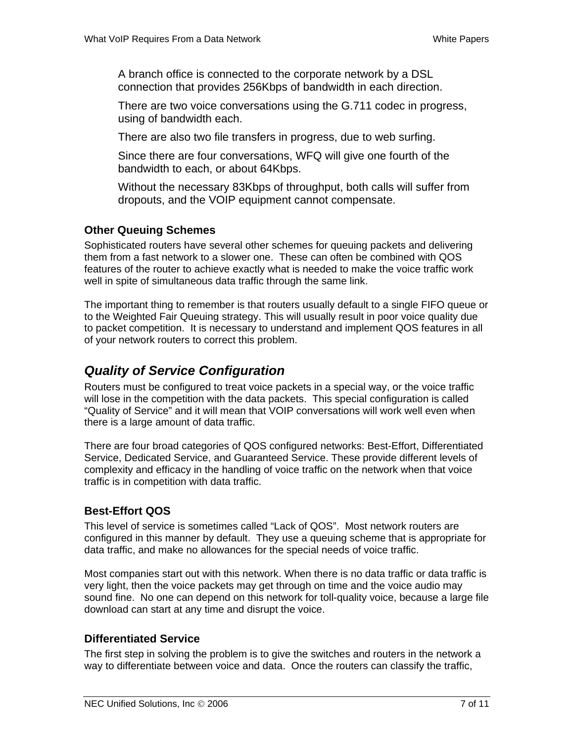A branch office is connected to the corporate network by a DSL connection that provides 256Kbps of bandwidth in each direction.

There are two voice conversations using the G.711 codec in progress, using of bandwidth each.

There are also two file transfers in progress, due to web surfing.

Since there are four conversations, WFQ will give one fourth of the bandwidth to each, or about 64Kbps.

Without the necessary 83Kbps of throughput, both calls will suffer from dropouts, and the VOIP equipment cannot compensate.

### Other Queuing Schemes

Sophisticated routers have several other schemes for queuing packets and delivering them from a fast network to a slower one. These can often be combined with QOS features of the router to achieve exactly what is needed to make the voice traffic work well in spite of simultaneous data traffic through the same link.

The important thing to remember is that routers usually default to a single FIFO queue or to the Weighted Fair Queuing strategy. This will usually result in poor voice quality due to packet competition. It is necessary to understand and implement QOS features in all of your network routers to correct this problem.

## *Quality of Service Configuration*

Routers must be configured to treat voice packets in a special way, or the voice traffic will lose in the competition with the data packets. This special configuration is called "Quality of Service" and it will mean that VOIP conversations will work well even when there is a large amount of data traffic.

There are four broad categories of QOS configured networks: Best-Effort, Differentiated Service, Dedicated Service, and Guaranteed Service. These provide different levels of complexity and efficacy in the handling of voice traffic on the network when that voice traffic is in competition with data traffic.

### Best-Effort QOS

This level of service is sometimes called "Lack of QOS". Most network routers are configured in this manner by default. They use a queuing scheme that is appropriate for data traffic, and make no allowances for the special needs of voice traffic.

Most companies start out with this network. When there is no data traffic or data traffic is very light, then the voice packets may get through on time and the voice audio may sound fine. No one can depend on this network for toll-quality voice, because a large file download can start at any time and disrupt the voice.

### Differentiated Service

The first step in solving the problem is to give the switches and routers in the network a way to differentiate between voice and data. Once the routers can classify the traffic,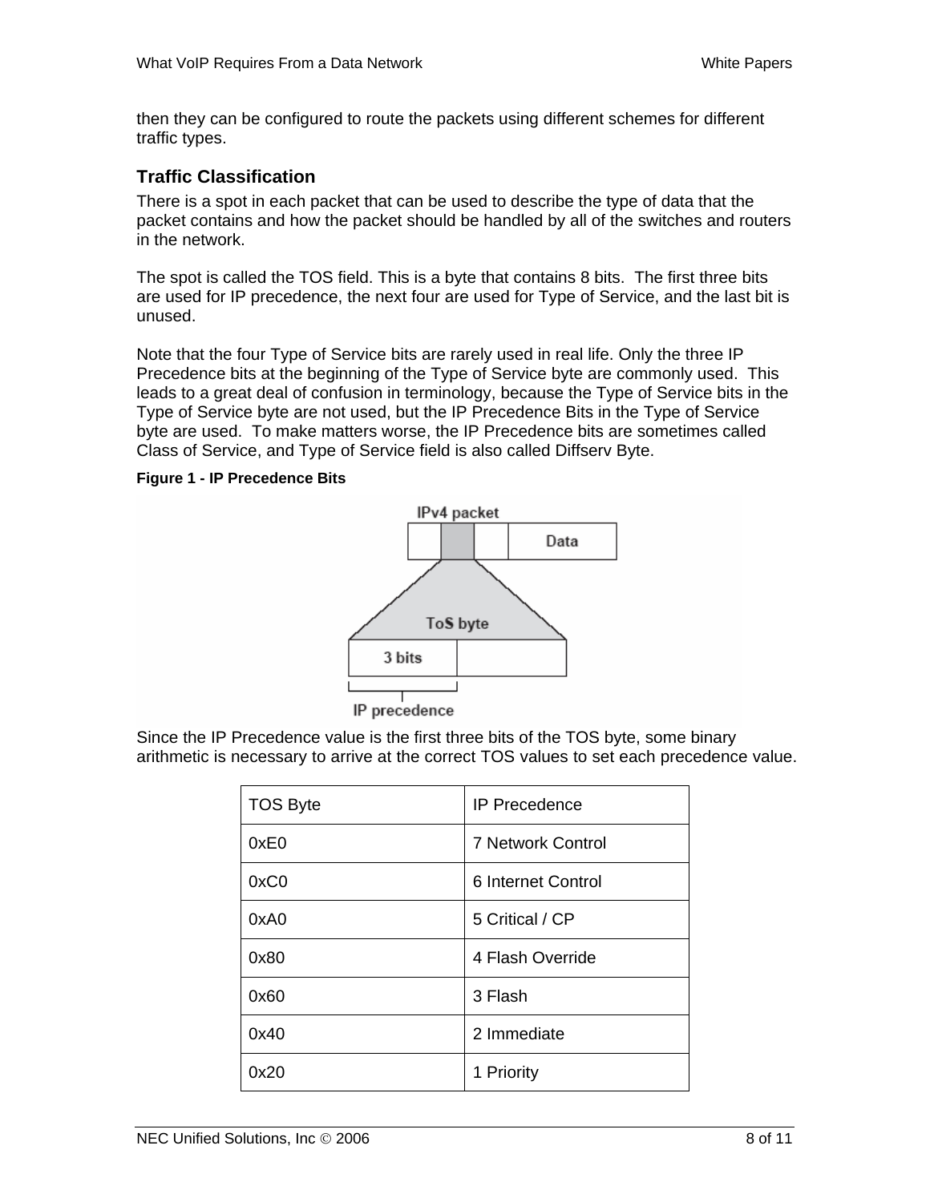then they can be configured to route the packets using different schemes for different traffic types.

### Traffic Classification

There is a spot in each packet that can be used to describe the type of data that the packet contains and how the packet should be handled by all of the switches and routers in the network.

The spot is called the TOS field. This is a byte that contains 8 bits. The first three bits are used for IP precedence, the next four are used for Type of Service, and the last bit is unused.

Note that the four Type of Service bits are rarely used in real life. Only the three IP Precedence bits at the beginning of the Type of Service byte are commonly used. This leads to a great deal of confusion in terminology, because the Type of Service bits in the Type of Service byte are not used, but the IP Precedence Bits in the Type of Service byte are used. To make matters worse, the IP Precedence bits are sometimes called Class of Service, and Type of Service field is also called Diffserv Byte.

**Figure 1 - IP Precedence Bits**

Since the IP Precedence value is the first three bits of the TOS byte, some binary arithmetic is necessary to arrive at the correct TOS values to set each precedence value.

| TOS Byte | IP Precedence |
|---|---|
| 0xE0 | 7 Network Control |
| 0xC0 | 6 Internet Control |
| 0xA0 | 5 Critical / CP |
| 0x80 | 4 Flash Override |
| 0x60 | 3 Flash |
| 0x40 | 2 Immediate |
| 0x20 | 1 Priority |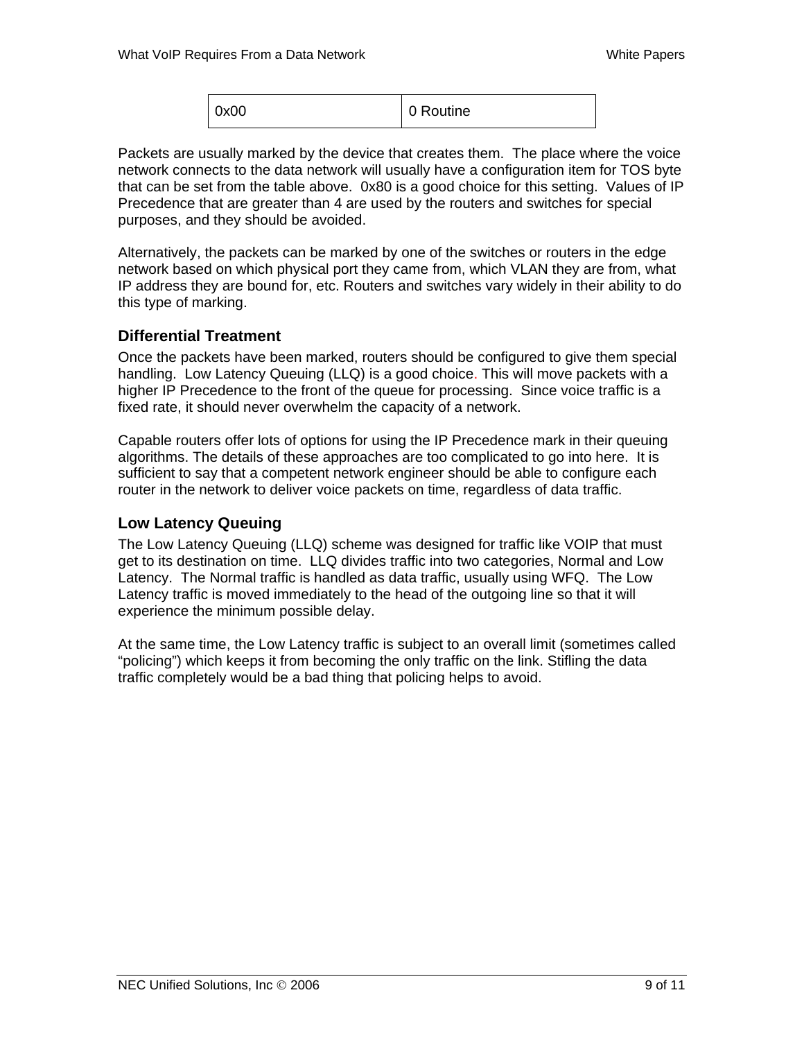| 0x00 | 0 Routine |
|---|---|

Packets are usually marked by the device that creates them. The place where the voice network connects to the data network will usually have a configuration item for TOS byte that can be set from the table above. 0x80 is a good choice for this setting. Values of IP Precedence that are greater than 4 are used by the routers and switches for special purposes, and they should be avoided.

Alternatively, the packets can be marked by one of the switches or routers in the edge network based on which physical port they came from, which VLAN they are from, what IP address they are bound for, etc. Routers and switches vary widely in their ability to do this type of marking.

### Differential Treatment

Once the packets have been marked, routers should be configured to give them special handling. Low Latency Queuing (LLQ) is a good choice. This will move packets with a higher IP Precedence to the front of the queue for processing. Since voice traffic is a fixed rate, it should never overwhelm the capacity of a network.

Capable routers offer lots of options for using the IP Precedence mark in their queuing algorithms. The details of these approaches are too complicated to go into here. It is sufficient to say that a competent network engineer should be able to configure each router in the network to deliver voice packets on time, regardless of data traffic.

### Low Latency Queuing

The Low Latency Queuing (LLQ) scheme was designed for traffic like VOIP that must get to its destination on time. LLQ divides traffic into two categories, Normal and Low Latency. The Normal traffic is handled as data traffic, usually using WFQ. The Low Latency traffic is moved immediately to the head of the outgoing line so that it will experience the minimum possible delay.

At the same time, the Low Latency traffic is subject to an overall limit (sometimes called "policing") which keeps it from becoming the only traffic on the link. Stifling the data traffic completely would be a bad thing that policing helps to avoid.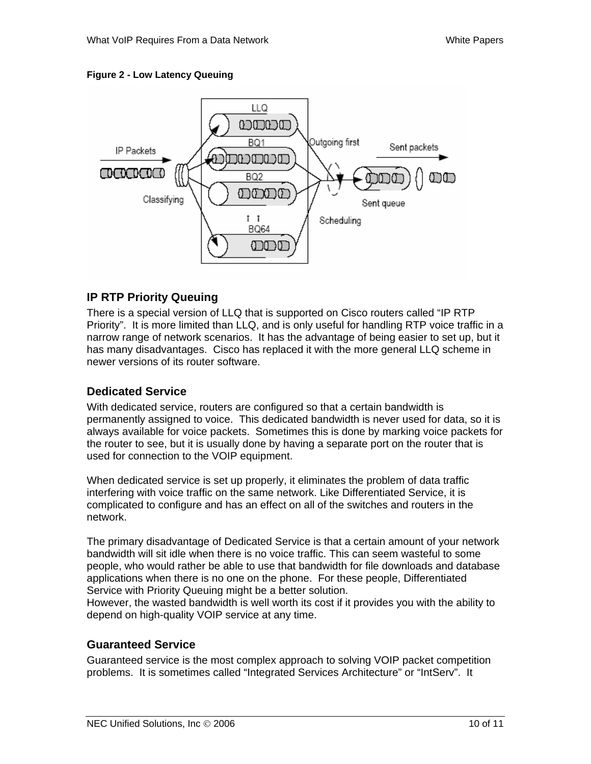**Figure 2 - Low Latency Queuing**

## IP RTP Priority Queuing

There is a special version of LLQ that is supported on Cisco routers called “IP RTP Priority”. It is more limited than LLQ, and is only useful for handling RTP voice traffic in a narrow range of network scenarios. It has the advantage of being easier to set up, but it has many disadvantages. Cisco has replaced it with the more general LLQ scheme in newer versions of its router software.

## Dedicated Service

With dedicated service, routers are configured so that a certain bandwidth is permanently assigned to voice. This dedicated bandwidth is never used for data, so it is always available for voice packets. Sometimes this is done by marking voice packets for the router to see, but it is usually done by having a separate port on the router that is used for connection to the VOIP equipment.

When dedicated service is set up properly, it eliminates the problem of data traffic interfering with voice traffic on the same network. Like Differentiated Service, it is complicated to configure and has an effect on all of the switches and routers in the network.

The primary disadvantage of Dedicated Service is that a certain amount of your network bandwidth will sit idle when there is no voice traffic. This can seem wasteful to some people, who would rather be able to use that bandwidth for file downloads and database applications when there is no one on the phone. For these people, Differentiated Service with Priority Queuing might be a better solution.
However, the wasted bandwidth is well worth its cost if it provides you with the ability to depend on high-quality VOIP service at any time.

## Guaranteed Service

Guaranteed service is the most complex approach to solving VOIP packet competition problems. It is sometimes called “Integrated Services Architecture” or “IntServ”. It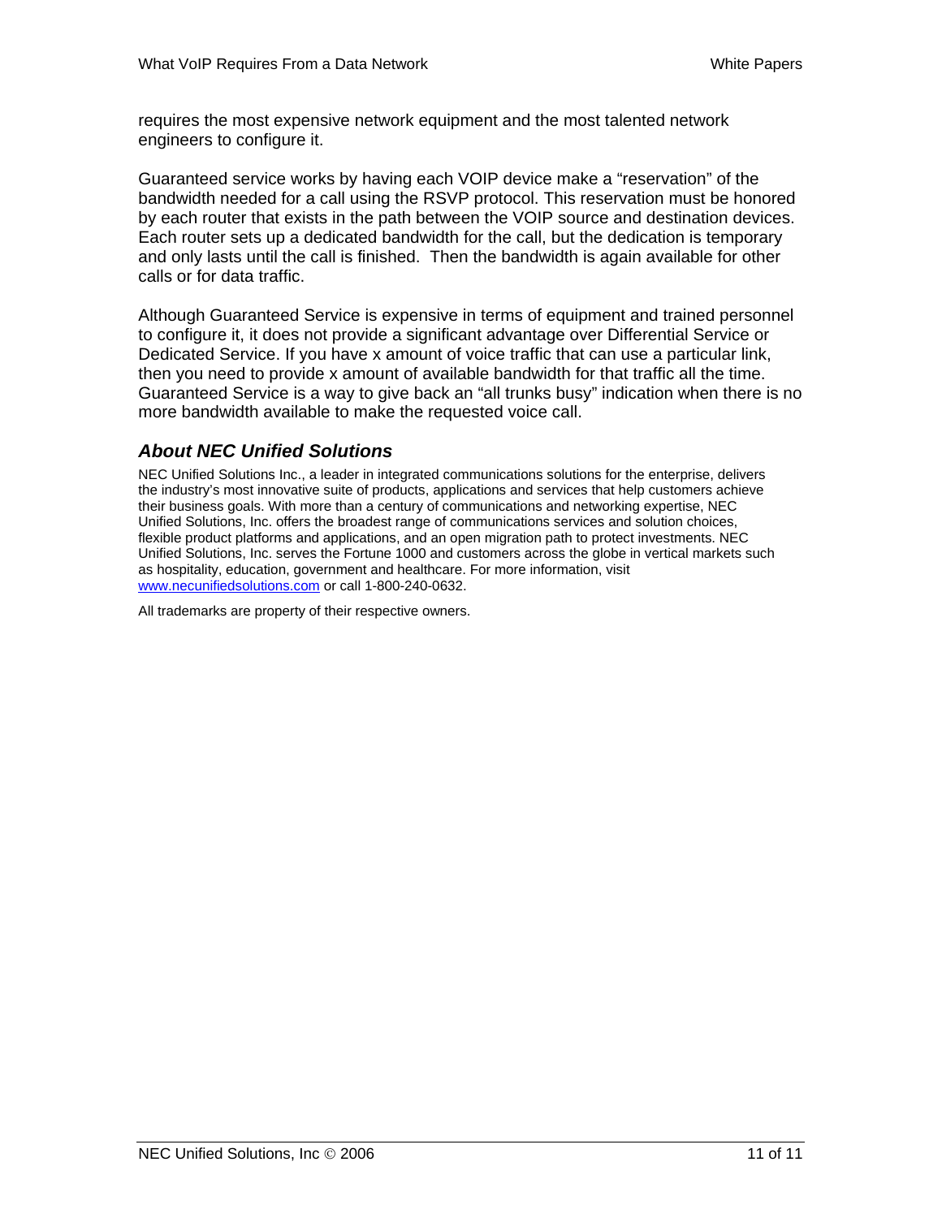requires the most expensive network equipment and the most talented network engineers to configure it.

Guaranteed service works by having each VOIP device make a "reservation" of the bandwidth needed for a call using the RSVP protocol. This reservation must be honored by each router that exists in the path between the VOIP source and destination devices. Each router sets up a dedicated bandwidth for the call, but the dedication is temporary and only lasts until the call is finished. Then the bandwidth is again available for other calls or for data traffic.

Although Guaranteed Service is expensive in terms of equipment and trained personnel to configure it, it does not provide a significant advantage over Differential Service or Dedicated Service. If you have x amount of voice traffic that can use a particular link, then you need to provide x amount of available bandwidth for that traffic all the time. Guaranteed Service is a way to give back an "all trunks busy" indication when there is no more bandwidth available to make the requested voice call.

## *About NEC Unified Solutions*

NEC Unified Solutions Inc., a leader in integrated communications solutions for the enterprise, delivers the industry's most innovative suite of products, applications and services that help customers achieve their business goals. With more than a century of communications and networking expertise, NEC Unified Solutions, Inc. offers the broadest range of communications services and solution choices, flexible product platforms and applications, and an open migration path to protect investments. NEC Unified Solutions, Inc. serves the Fortune 1000 and customers across the globe in vertical markets such as hospitality, education, government and healthcare. For more information, visit www.necunifiedsolutions.com or call 1-800-240-0632.

All trademarks are property of their respective owners.